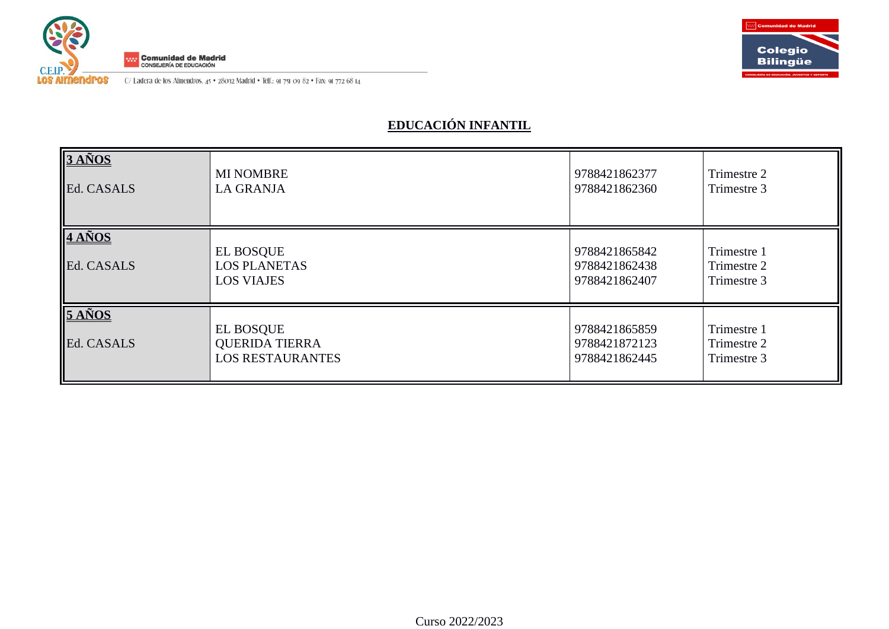C.E.I.P. Los Almendros

Comunidad de Madrid
CONSEJERÍA DE EDUCACIÓN

C/ Ladera de los Almendros, 45 • 28032 Madrid • Telf.: 91 751 09 82 • Fax: 91 772 68 14

Comunidad de Madrid – Colegio Bilingüe

# EDUCACIÓN INFANTIL

| Curso | Título | ISBN | Trimestre |
|---|---|---|---|
| **3 AÑOS**<br>Ed. CASALS | MI NOMBRE<br>LA GRANJA | 9788421862377<br>9788421862360 | Trimestre 2<br>Trimestre 3 |
| **4 AÑOS**<br>Ed. CASALS | EL BOSQUE<br>LOS PLANETAS<br>LOS VIAJES | 9788421865842<br>9788421862438<br>9788421862407 | Trimestre 1<br>Trimestre 2<br>Trimestre 3 |
| **5 AÑOS**<br>Ed. CASALS | EL BOSQUE<br>QUERIDA TIERRA<br>LOS RESTAURANTES | 9788421865859<br>9788421872123<br>9788421862445 | Trimestre 1<br>Trimestre 2<br>Trimestre 3 |

Curso 2022/2023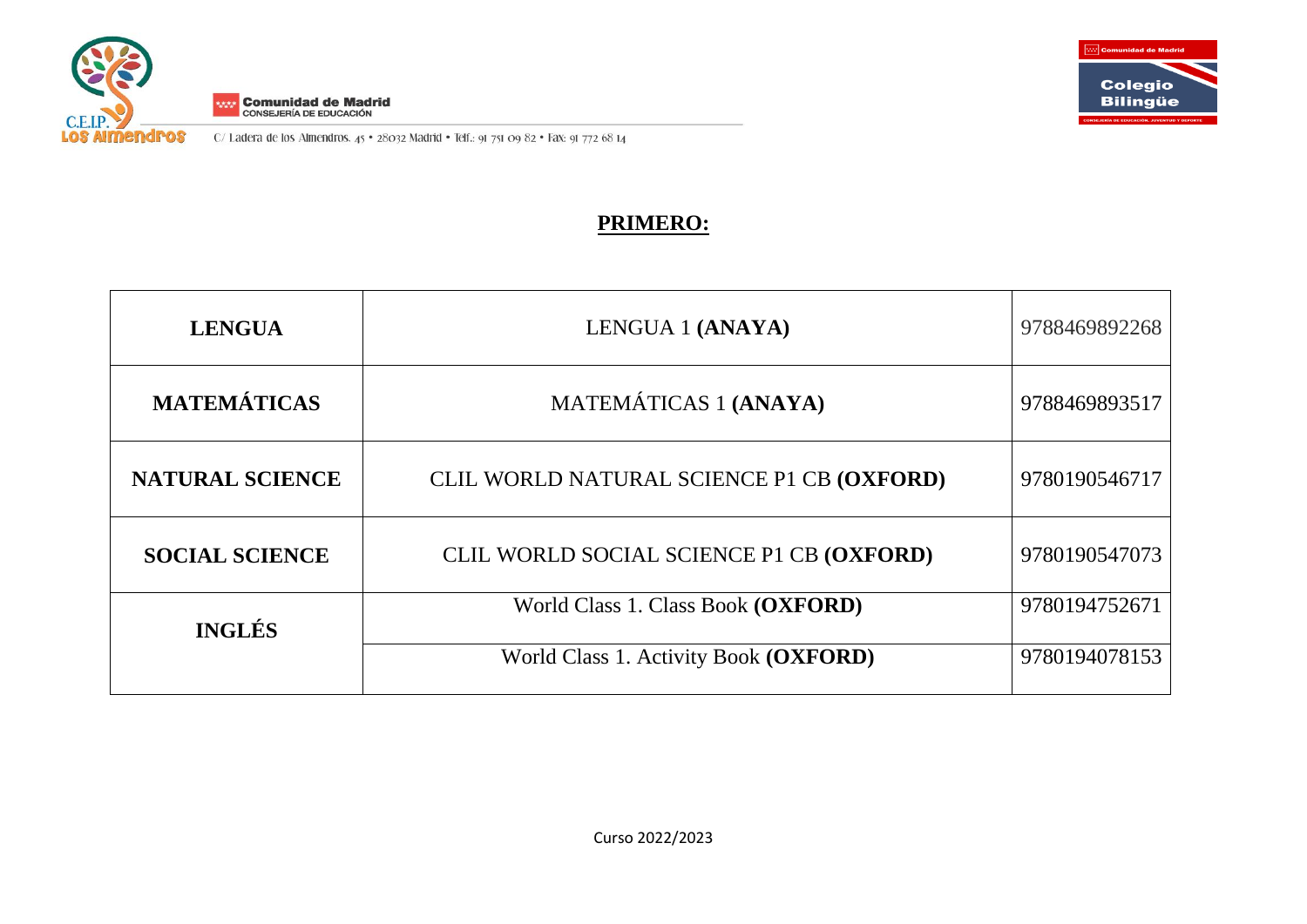## PRIMERO:

| | | |
|---|---|---|
| **LENGUA** | LENGUA 1 **(ANAYA)** | 9788469892268 |
| **MATEMÁTICAS** | MATEMÁTICAS 1 **(ANAYA)** | 9788469893517 |
| **NATURAL SCIENCE** | CLIL WORLD NATURAL SCIENCE P1 CB **(OXFORD)** | 9780190546717 |
| **SOCIAL SCIENCE** | CLIL WORLD SOCIAL SCIENCE P1 CB **(OXFORD)** | 9780190547073 |
| **INGLÉS** | World Class 1. Class Book **(OXFORD)** | 9780194752671 |
| | World Class 1. Activity Book **(OXFORD)** | 9780194078153 |

Curso 2022/2023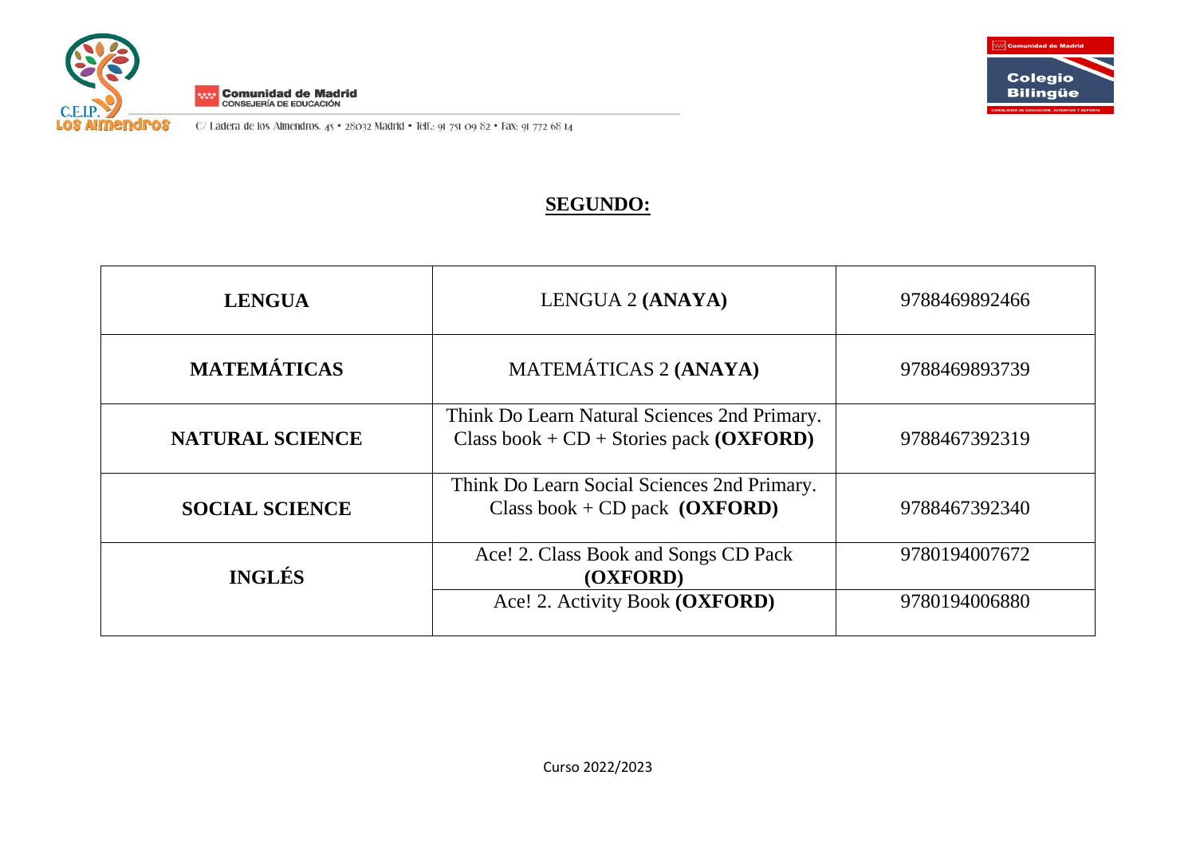## SEGUNDO:

| | | |
|---|---|---|
| **LENGUA** | LENGUA 2 **(ANAYA)** | 9788469892466 |
| **MATEMÁTICAS** | MATEMÁTICAS 2 **(ANAYA)** | 9788469893739 |
| **NATURAL SCIENCE** | Think Do Learn Natural Sciences 2nd Primary. Class book + CD + Stories pack **(OXFORD)** | 9788467392319 |
| **SOCIAL SCIENCE** | Think Do Learn Social Sciences 2nd Primary. Class book + CD pack **(OXFORD)** | 9788467392340 |
| **INGLÉS** | Ace! 2. Class Book and Songs CD Pack **(OXFORD)** | 9780194007672 |
| | Ace! 2. Activity Book **(OXFORD)** | 9780194006880 |

Curso 2022/2023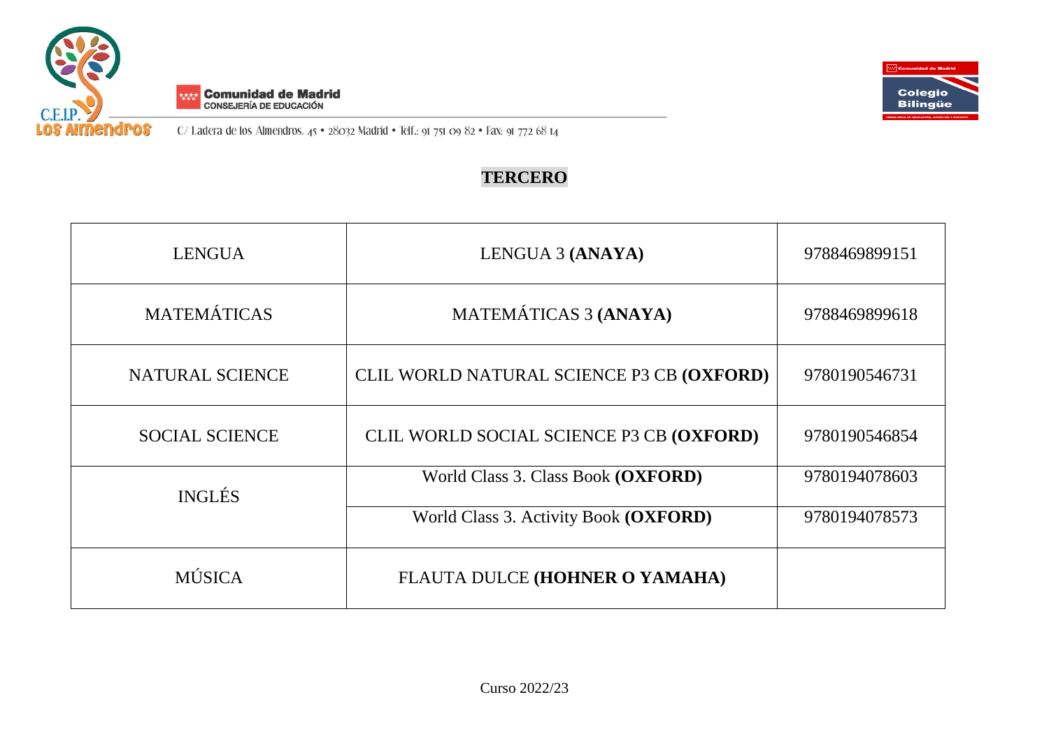# TERCERO

| | | |
|---|---|---|
| LENGUA | LENGUA 3 **(ANAYA)** | 9788469899151 |
| MATEMÁTICAS | MATEMÁTICAS 3 **(ANAYA)** | 9788469899618 |
| NATURAL SCIENCE | CLIL WORLD NATURAL SCIENCE P3 CB **(OXFORD)** | 9780190546731 |
| SOCIAL SCIENCE | CLIL WORLD SOCIAL SCIENCE P3 CB **(OXFORD)** | 9780190546854 |
| INGLÉS | World Class 3. Class Book **(OXFORD)** | 9780194078603 |
| | World Class 3. Activity Book **(OXFORD)** | 9780194078573 |
| MÚSICA | FLAUTA DULCE **(HOHNER O YAMAHA)** | |

Curso 2022/23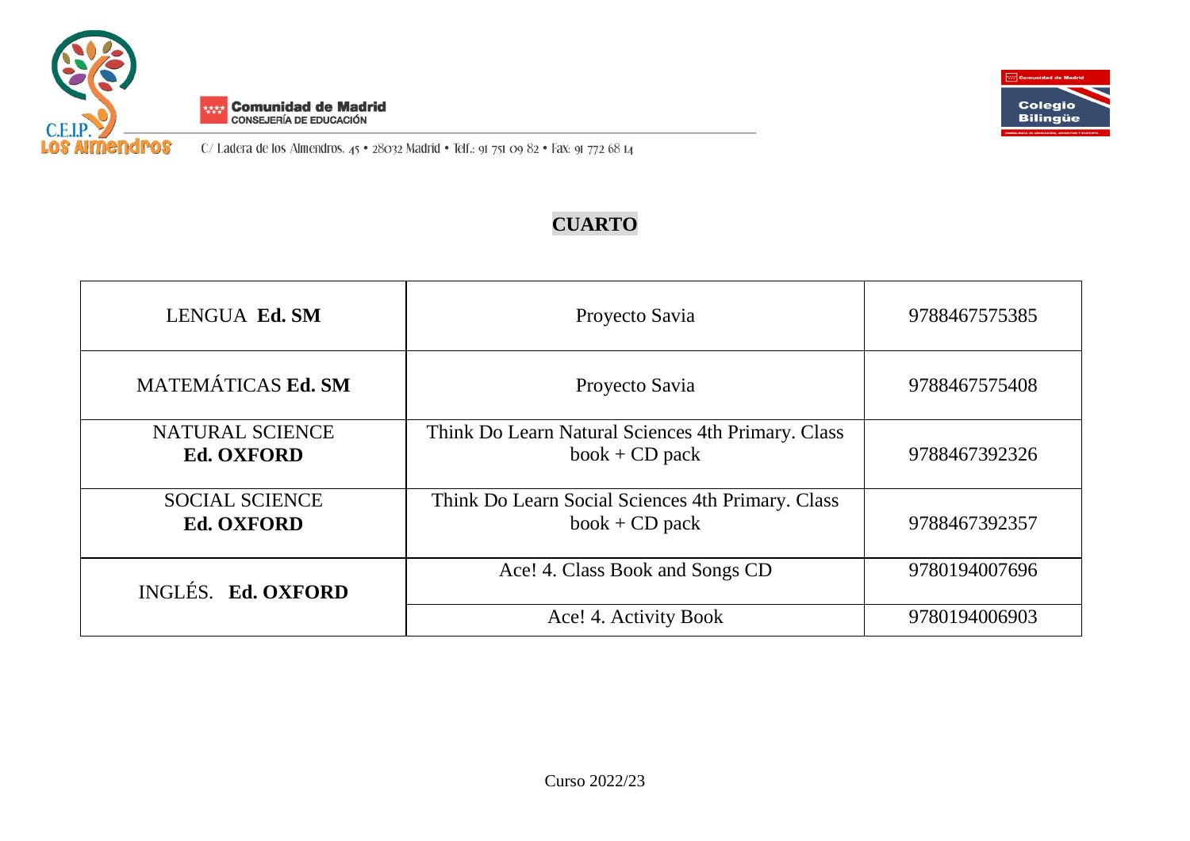C.E.I.P. Los Almendros

**Comunidad de Madrid**
CONSEJERÍA DE EDUCACIÓN

C/ Ladera de los Almendros, 45 • 28032 Madrid • Telf.: 91 751 09 82 • Fax: 91 772 68 14

Comunidad de Madrid
Colegio Bilingüe

# CUARTO

| | | |
|---|---|---|
| LENGUA **Ed. SM** | Proyecto Savia | 9788467575385 |
| MATEMÁTICAS **Ed. SM** | Proyecto Savia | 9788467575408 |
| NATURAL SCIENCE **Ed. OXFORD** | Think Do Learn Natural Sciences 4th Primary. Class book + CD pack | 9788467392326 |
| SOCIAL SCIENCE **Ed. OXFORD** | Think Do Learn Social Sciences 4th Primary. Class book + CD pack | 9788467392357 |
| INGLÉS. **Ed. OXFORD** | Ace! 4. Class Book and Songs CD | 9780194007696 |
| | Ace! 4. Activity Book | 9780194006903 |

Curso 2022/23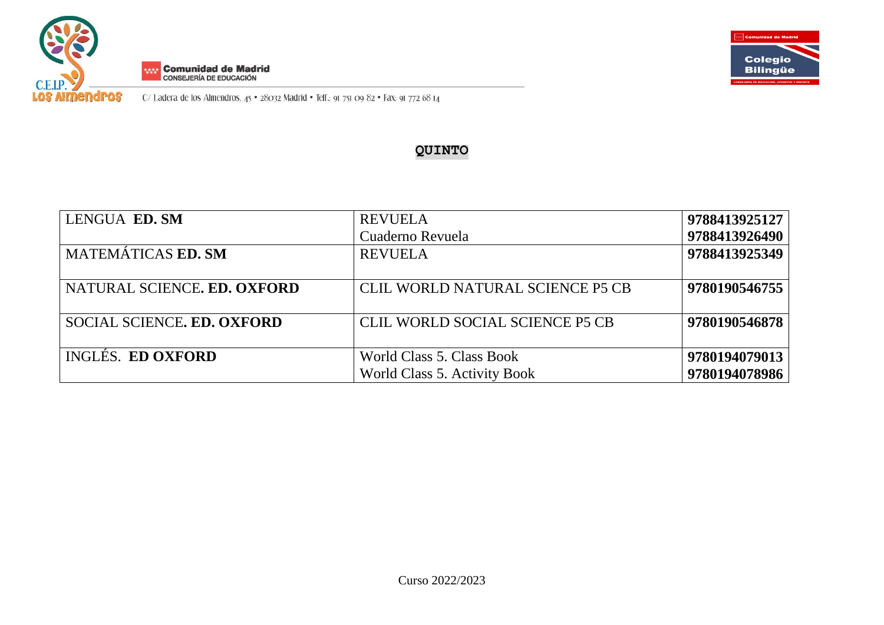**QUINTO**

| | | |
|---|---|---|
| LENGUA **ED. SM** | REVUELA<br>Cuaderno Revuela | **9788413925127**<br>**9788413926490** |
| MATEMÁTICAS **ED. SM** | REVUELA | **9788413925349** |
| NATURAL SCIENCE**. ED. OXFORD** | CLIL WORLD NATURAL SCIENCE P5 CB | **9780190546755** |
| SOCIAL SCIENCE**. ED. OXFORD** | CLIL WORLD SOCIAL SCIENCE P5 CB | **9780190546878** |
| INGLÉS. **ED OXFORD** | World Class 5. Class Book<br>World Class 5. Activity Book | **9780194079013**<br>**9780194078986** |

Curso 2022/2023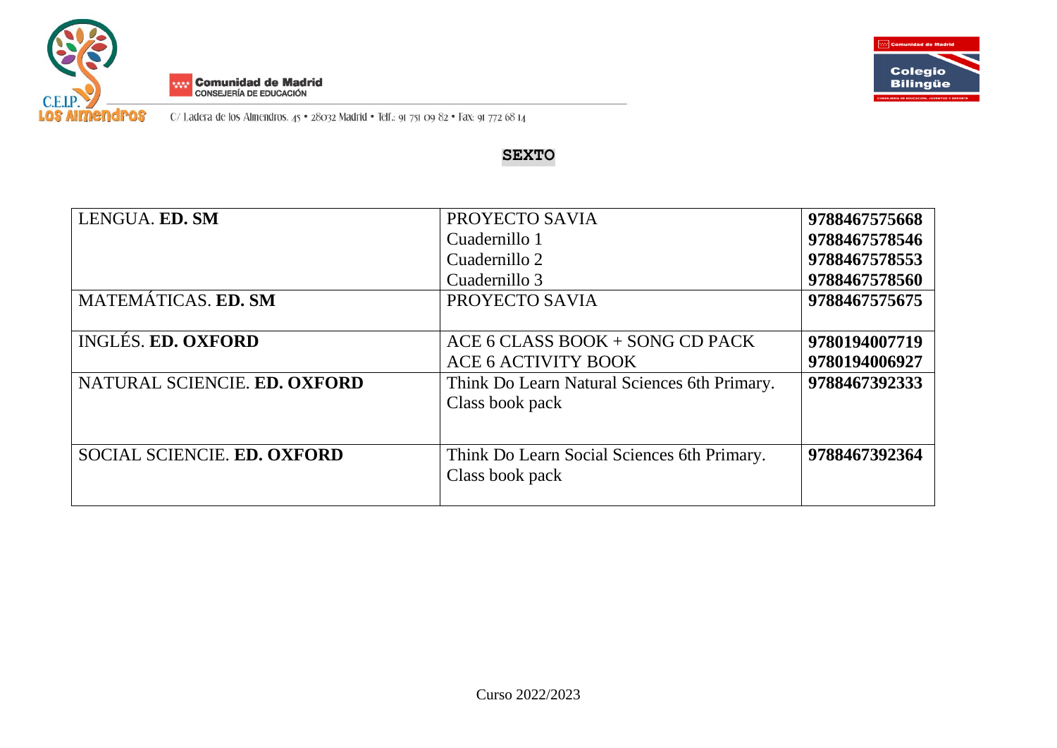C/ Ladera de los Almendros. 45 • 28032 Madrid • Telf.: 91 751 09 82 • Fax: 91 772 68 14

# SEXTO

| | | |
|---|---|---|
| LENGUA. **ED. SM** | PROYECTO SAVIA<br>Cuadernillo 1<br>Cuadernillo 2<br>Cuadernillo 3 | **9788467575668**<br>**9788467578546**<br>**9788467578553**<br>**9788467578560** |
| MATEMÁTICAS. **ED. SM** | PROYECTO SAVIA | **9788467575675** |
| INGLÉS. **ED. OXFORD** | ACE 6 CLASS BOOK + SONG CD PACK<br>ACE 6 ACTIVITY BOOK | **9780194007719**<br>**9780194006927** |
| NATURAL SCIENCIE. **ED. OXFORD** | Think Do Learn Natural Sciences 6th Primary. Class book pack | **9788467392333** |
| SOCIAL SCIENCIE. **ED. OXFORD** | Think Do Learn Social Sciences 6th Primary. Class book pack | **9788467392364** |

Curso 2022/2023